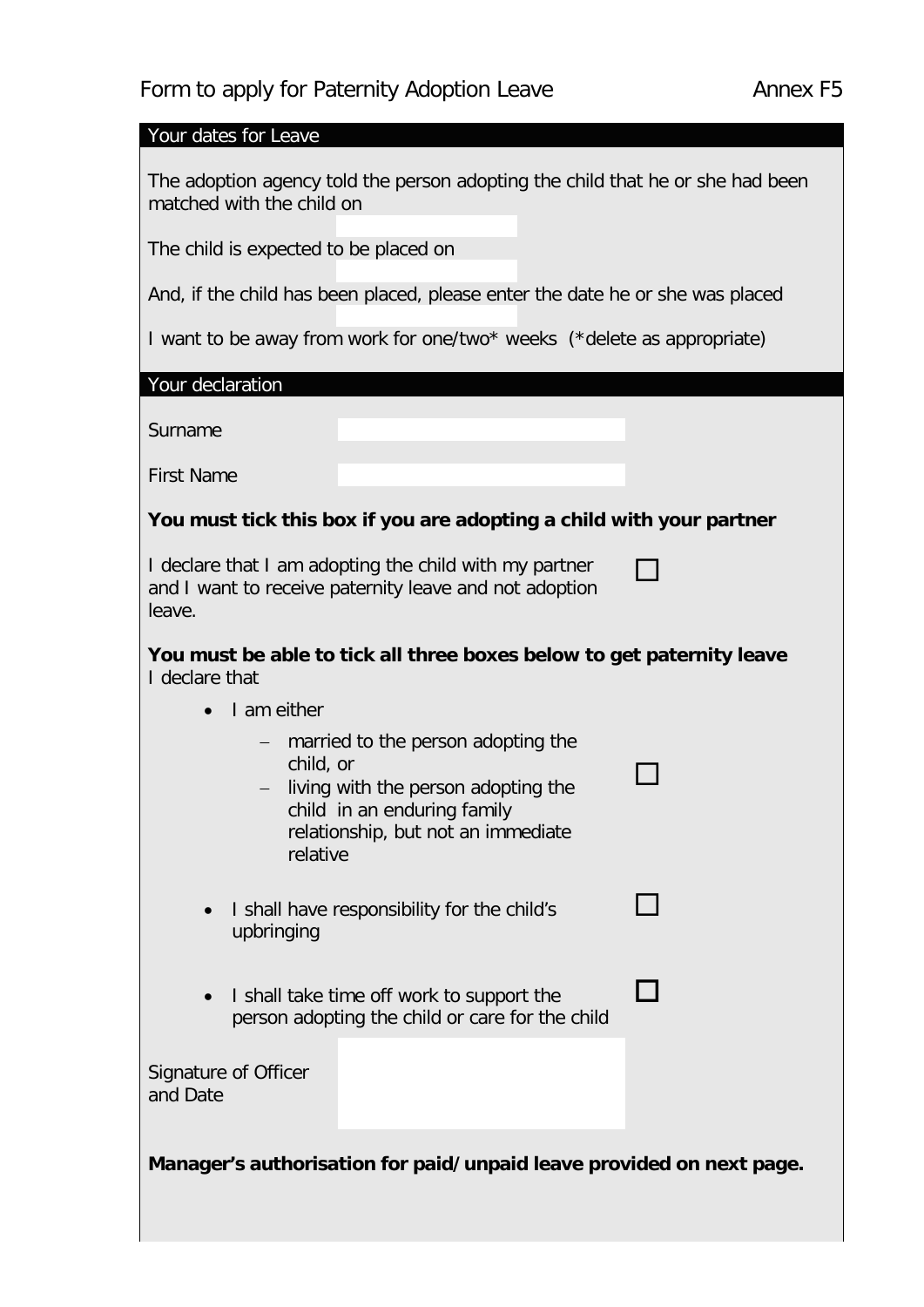# Form to apply for Paternity Adoption Leave

Annex F5

## Your dates for Leave

The adoption agency told the person adopting the child that he or she had been matched with the child on

The child is expected to be placed on

And, if the child has been placed, please enter the date he or she was placed

I want to be away from work for one/two* weeks (*delete as appropriate)

## Your declaration

Surname

First Name

**You must tick this box if you are adopting a child with your partner**

I declare that I am adopting the child with my partner and I want to receive paternity leave and not adoption leave. ☐

**You must be able to tick all three boxes below to get paternity leave**

I declare that

- I am either ☐
  - married to the person adopting the child, or
  - living with the person adopting the child in an enduring family relationship, but not an immediate relative
- I shall have responsibility for the child's upbringing ☐
- I shall take time off work to support the person adopting the child or care for the child ☐

Signature of Officer and Date

**Manager's authorisation for paid/unpaid leave provided on next page.**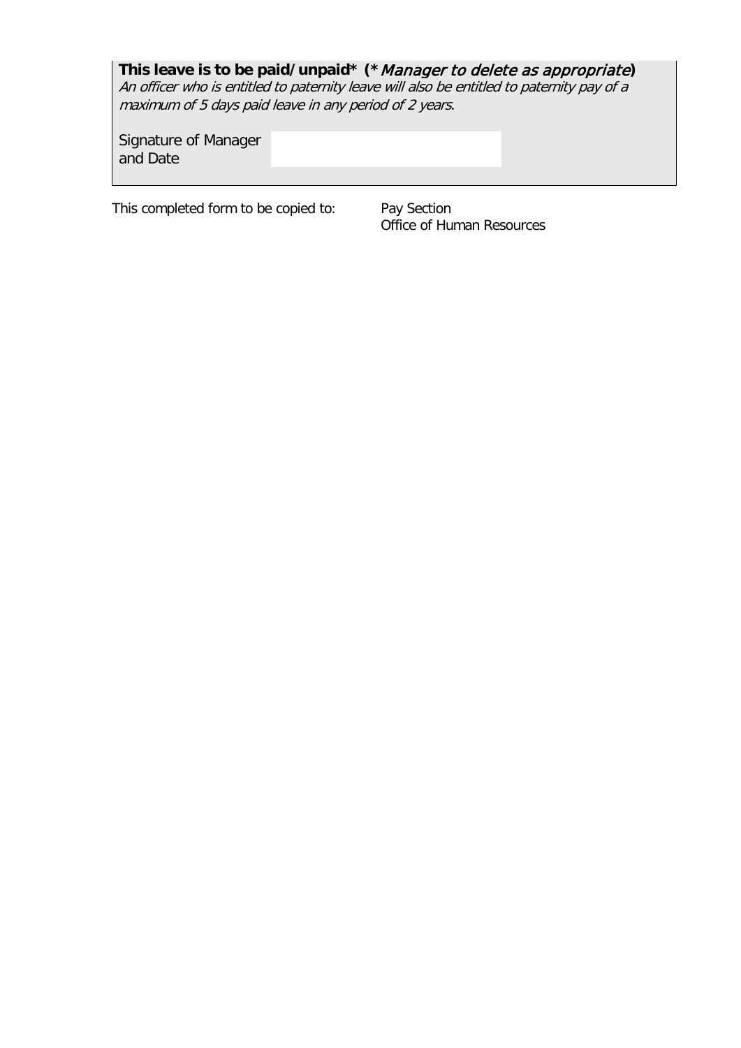**This leave is to be paid/unpaid* (*** ***Manager to delete as appropriate*****)**
*An officer who is entitled to paternity leave will also be entitled to paternity pay of a maximum of 5 days paid leave in any period of 2 years.*

| | |
|---|---|
| Signature of Manager and Date | |

This completed form to be copied to: Pay Section
Office of Human Resources